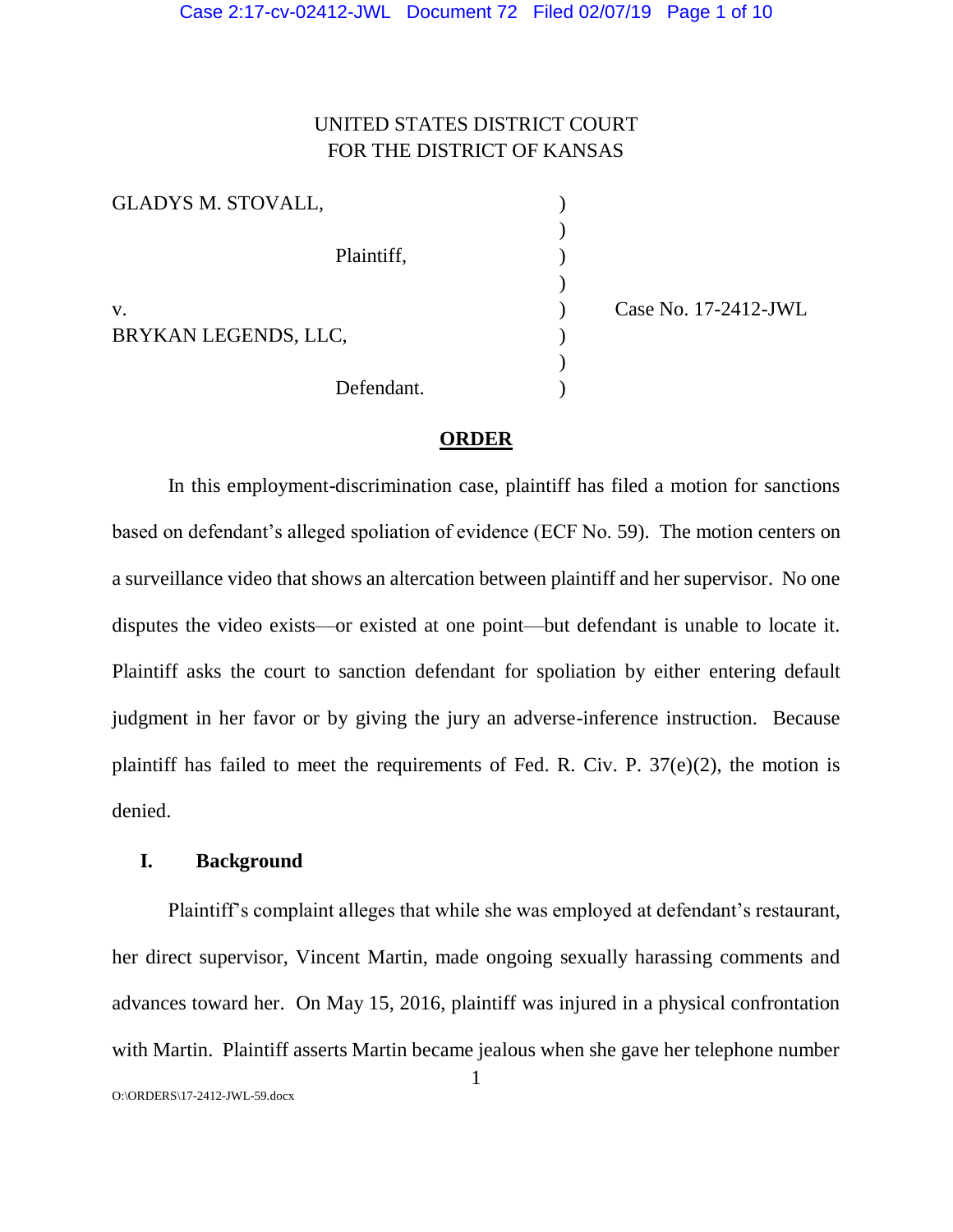UNITED STATES DISTRICT COURT
FOR THE DISTRICT OF KANSAS

GLADYS M. STOVALL,

Plaintiff,

v.

BRYKAN LEGENDS, LLC,

Defendant.

Case No. 17-2412-JWL

**ORDER**

In this employment-discrimination case, plaintiff has filed a motion for sanctions based on defendant's alleged spoliation of evidence (ECF No. 59). The motion centers on a surveillance video that shows an altercation between plaintiff and her supervisor. No one disputes the video exists—or existed at one point—but defendant is unable to locate it. Plaintiff asks the court to sanction defendant for spoliation by either entering default judgment in her favor or by giving the jury an adverse-inference instruction. Because plaintiff has failed to meet the requirements of Fed. R. Civ. P. 37(e)(2), the motion is denied.

## I. Background

Plaintiff's complaint alleges that while she was employed at defendant's restaurant, her direct supervisor, Vincent Martin, made ongoing sexually harassing comments and advances toward her. On May 15, 2016, plaintiff was injured in a physical confrontation with Martin. Plaintiff asserts Martin became jealous when she gave her telephone number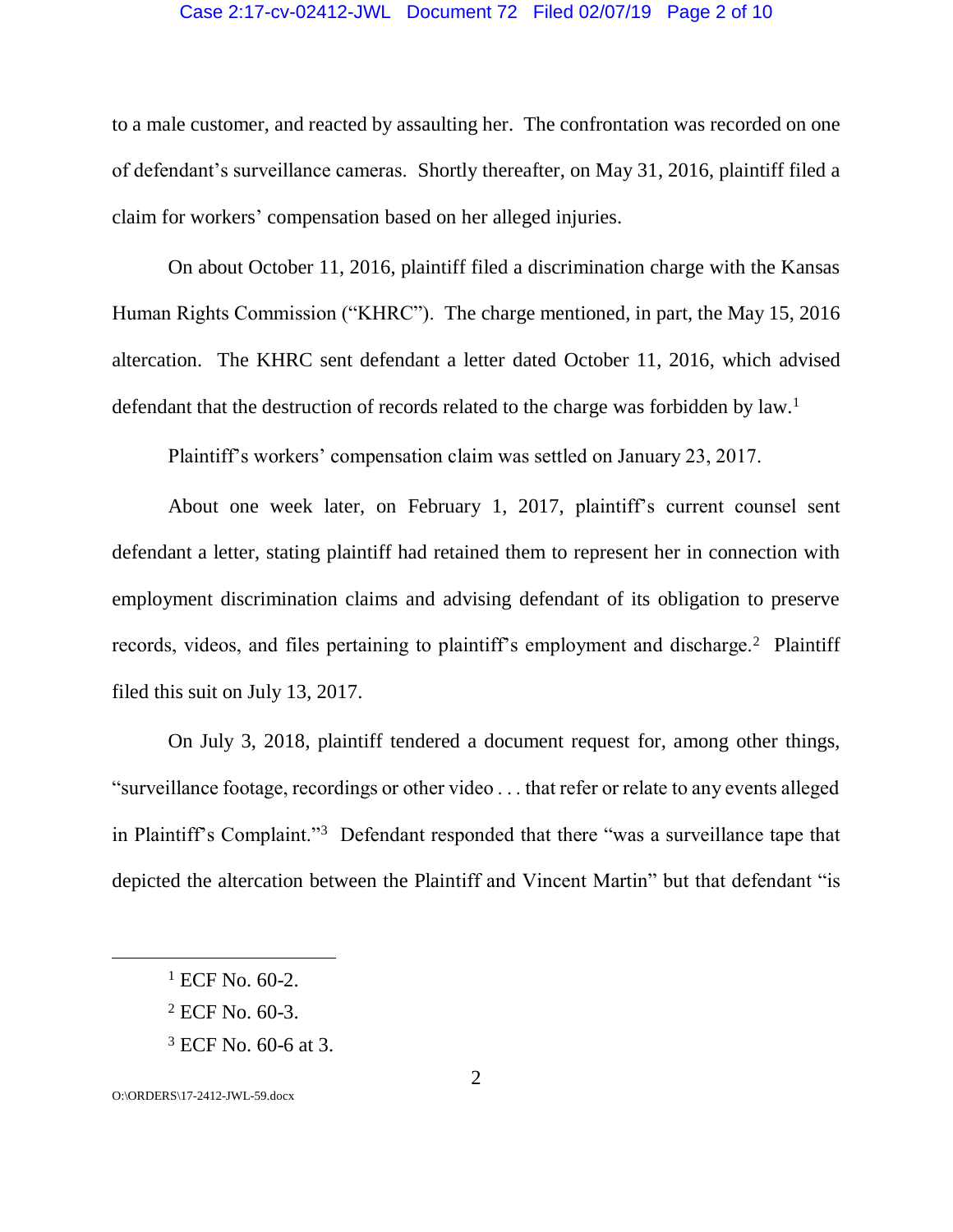to a male customer, and reacted by assaulting her. The confrontation was recorded on one of defendant's surveillance cameras. Shortly thereafter, on May 31, 2016, plaintiff filed a claim for workers' compensation based on her alleged injuries.

On about October 11, 2016, plaintiff filed a discrimination charge with the Kansas Human Rights Commission ("KHRC"). The charge mentioned, in part, the May 15, 2016 altercation. The KHRC sent defendant a letter dated October 11, 2016, which advised defendant that the destruction of records related to the charge was forbidden by law.[1]

Plaintiff's workers' compensation claim was settled on January 23, 2017.

About one week later, on February 1, 2017, plaintiff's current counsel sent defendant a letter, stating plaintiff had retained them to represent her in connection with employment discrimination claims and advising defendant of its obligation to preserve records, videos, and files pertaining to plaintiff's employment and discharge.[2] Plaintiff filed this suit on July 13, 2017.

On July 3, 2018, plaintiff tendered a document request for, among other things, "surveillance footage, recordings or other video . . . that refer or relate to any events alleged in Plaintiff's Complaint."[3] Defendant responded that there "was a surveillance tape that depicted the altercation between the Plaintiff and Vincent Martin" but that defendant "is

---

[1] ECF No. 60-2.

[2] ECF No. 60-3.

[3] ECF No. 60-6 at 3.

O:\ORDERS\17-2412-JWL-59.docx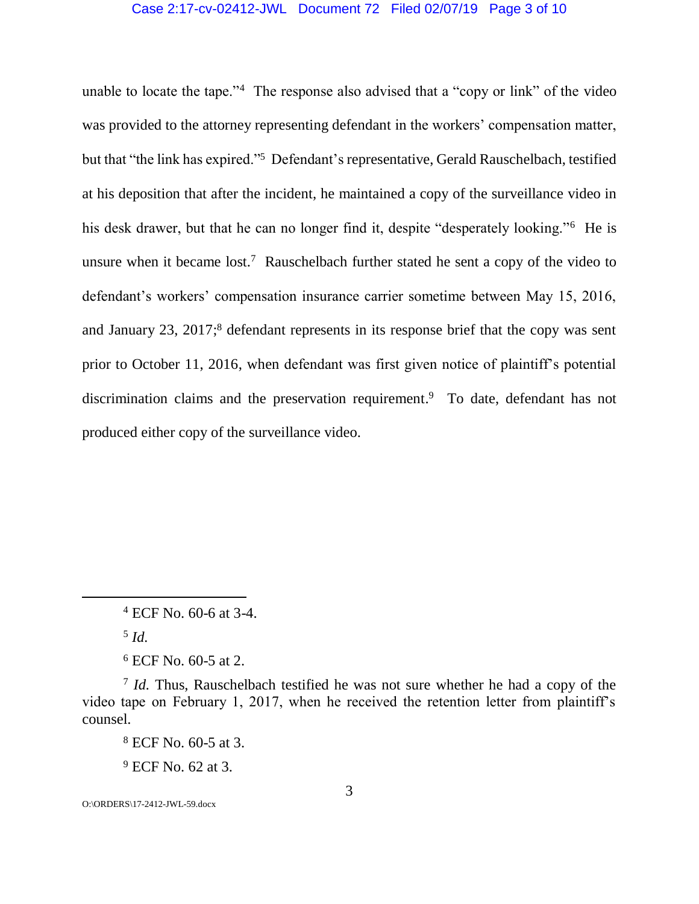unable to locate the tape."[4] The response also advised that a "copy or link" of the video was provided to the attorney representing defendant in the workers' compensation matter, but that "the link has expired."[5] Defendant's representative, Gerald Rauschelbach, testified at his deposition that after the incident, he maintained a copy of the surveillance video in his desk drawer, but that he can no longer find it, despite "desperately looking."[6] He is unsure when it became lost.[7] Rauschelbach further stated he sent a copy of the video to defendant's workers' compensation insurance carrier sometime between May 15, 2016, and January 23, 2017;[8] defendant represents in its response brief that the copy was sent prior to October 11, 2016, when defendant was first given notice of plaintiff's potential discrimination claims and the preservation requirement.[9] To date, defendant has not produced either copy of the surveillance video.

---

[4] ECF No. 60-6 at 3-4.

[5] *Id.*

[6] ECF No. 60-5 at 2.

[7] *Id.* Thus, Rauschelbach testified he was not sure whether he had a copy of the video tape on February 1, 2017, when he received the retention letter from plaintiff's counsel.

[8] ECF No. 60-5 at 3.

[9] ECF No. 62 at 3.

O:\ORDERS\17-2412-JWL-59.docx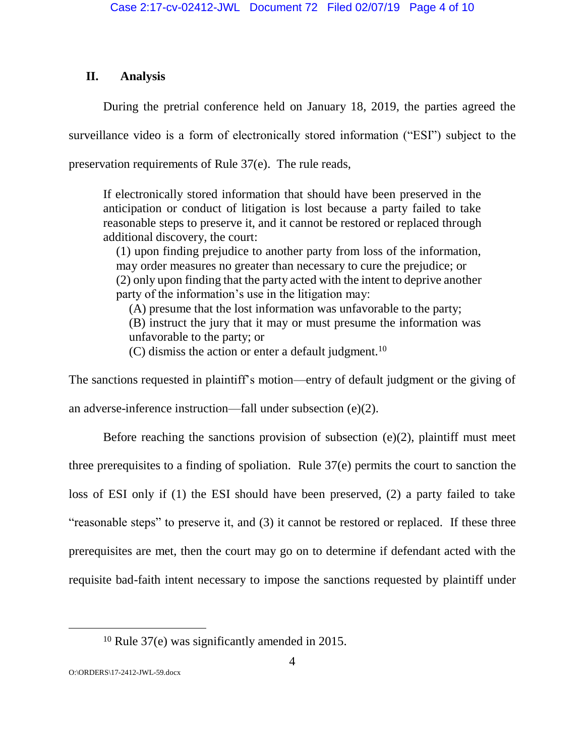## II. Analysis

During the pretrial conference held on January 18, 2019, the parties agreed the surveillance video is a form of electronically stored information ("ESI") subject to the preservation requirements of Rule 37(e). The rule reads,

> If electronically stored information that should have been preserved in the anticipation or conduct of litigation is lost because a party failed to take reasonable steps to preserve it, and it cannot be restored or replaced through additional discovery, the court:
>
> (1) upon finding prejudice to another party from loss of the information, may order measures no greater than necessary to cure the prejudice; or
>
> (2) only upon finding that the party acted with the intent to deprive another party of the information's use in the litigation may:
>
> (A) presume that the lost information was unfavorable to the party;
>
> (B) instruct the jury that it may or must presume the information was unfavorable to the party; or
>
> (C) dismiss the action or enter a default judgment.[10]

The sanctions requested in plaintiff's motion—entry of default judgment or the giving of an adverse-inference instruction—fall under subsection (e)(2).

Before reaching the sanctions provision of subsection (e)(2), plaintiff must meet three prerequisites to a finding of spoliation. Rule 37(e) permits the court to sanction the loss of ESI only if (1) the ESI should have been preserved, (2) a party failed to take "reasonable steps" to preserve it, and (3) it cannot be restored or replaced. If these three prerequisites are met, then the court may go on to determine if defendant acted with the requisite bad-faith intent necessary to impose the sanctions requested by plaintiff under

---

[10] Rule 37(e) was significantly amended in 2015.

O:\ORDERS\17-2412-JWL-59.docx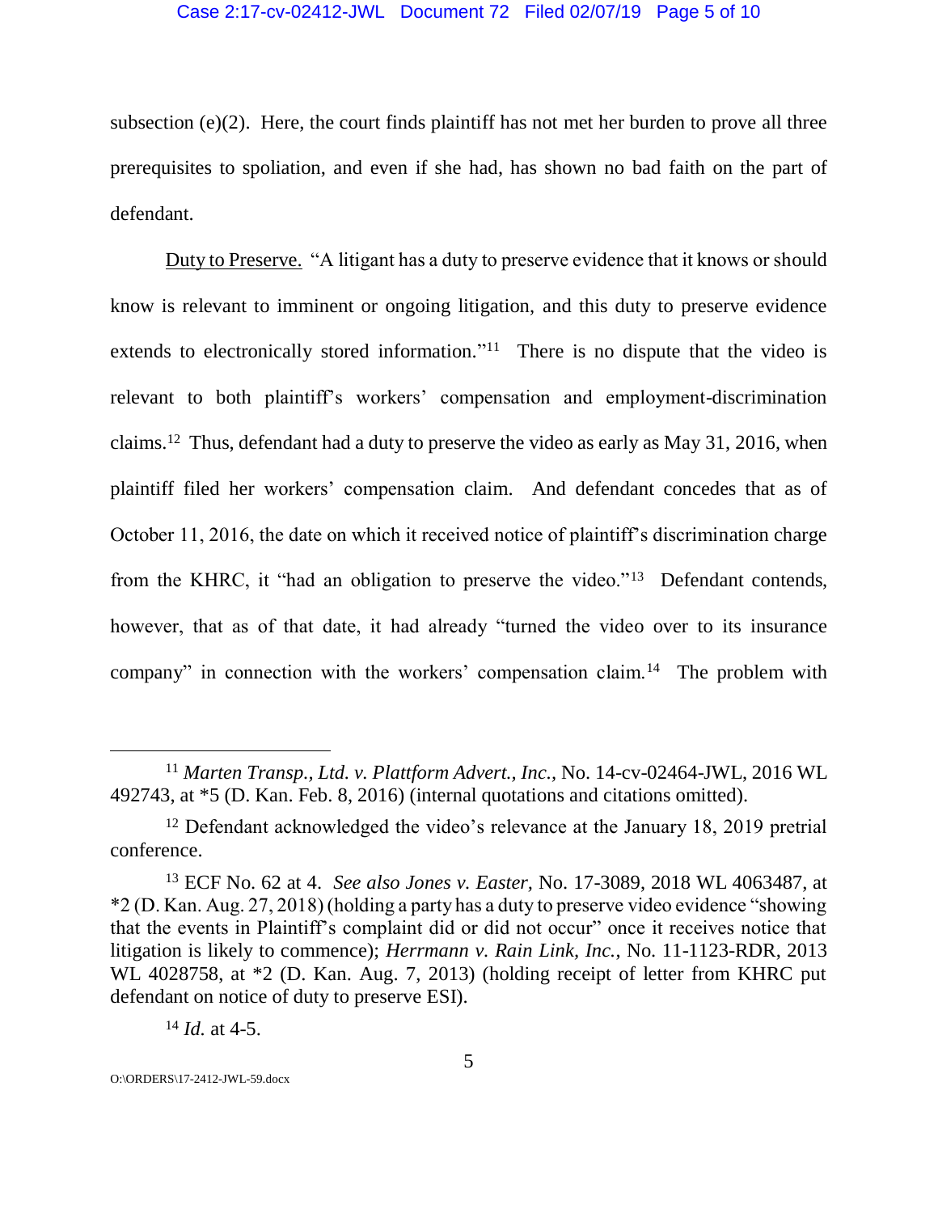subsection (e)(2). Here, the court finds plaintiff has not met her burden to prove all three prerequisites to spoliation, and even if she had, has shown no bad faith on the part of defendant.

Duty to Preserve. "A litigant has a duty to preserve evidence that it knows or should know is relevant to imminent or ongoing litigation, and this duty to preserve evidence extends to electronically stored information."[11] There is no dispute that the video is relevant to both plaintiff's workers' compensation and employment-discrimination claims.[12] Thus, defendant had a duty to preserve the video as early as May 31, 2016, when plaintiff filed her workers' compensation claim. And defendant concedes that as of October 11, 2016, the date on which it received notice of plaintiff's discrimination charge from the KHRC, it "had an obligation to preserve the video."[13] Defendant contends, however, that as of that date, it had already "turned the video over to its insurance company" in connection with the workers' compensation claim.[14] The problem with

---

[11] *Marten Transp., Ltd. v. Plattform Advert., Inc.*, No. 14-cv-02464-JWL, 2016 WL 492743, at *5 (D. Kan. Feb. 8, 2016) (internal quotations and citations omitted).

[12] Defendant acknowledged the video's relevance at the January 18, 2019 pretrial conference.

[13] ECF No. 62 at 4. *See also Jones v. Easter*, No. 17-3089, 2018 WL 4063487, at *2 (D. Kan. Aug. 27, 2018) (holding a party has a duty to preserve video evidence "showing that the events in Plaintiff's complaint did or did not occur" once it receives notice that litigation is likely to commence); *Herrmann v. Rain Link, Inc.*, No. 11-1123-RDR, 2013 WL 4028758, at *2 (D. Kan. Aug. 7, 2013) (holding receipt of letter from KHRC put defendant on notice of duty to preserve ESI).

[14] *Id.* at 4-5.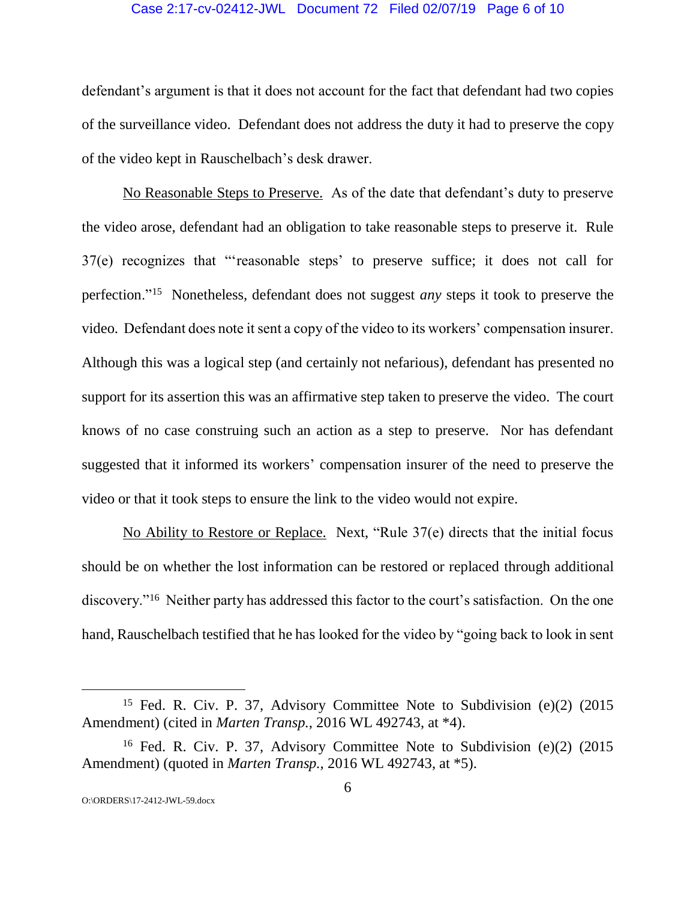defendant's argument is that it does not account for the fact that defendant had two copies of the surveillance video. Defendant does not address the duty it had to preserve the copy of the video kept in Rauschelbach's desk drawer.

No Reasonable Steps to Preserve. As of the date that defendant's duty to preserve the video arose, defendant had an obligation to take reasonable steps to preserve it. Rule 37(e) recognizes that "'reasonable steps' to preserve suffice; it does not call for perfection."[15] Nonetheless, defendant does not suggest *any* steps it took to preserve the video. Defendant does note it sent a copy of the video to its workers' compensation insurer. Although this was a logical step (and certainly not nefarious), defendant has presented no support for its assertion this was an affirmative step taken to preserve the video. The court knows of no case construing such an action as a step to preserve. Nor has defendant suggested that it informed its workers' compensation insurer of the need to preserve the video or that it took steps to ensure the link to the video would not expire.

No Ability to Restore or Replace. Next, "Rule 37(e) directs that the initial focus should be on whether the lost information can be restored or replaced through additional discovery."[16] Neither party has addressed this factor to the court's satisfaction. On the one hand, Rauschelbach testified that he has looked for the video by "going back to look in sent

---

[15] Fed. R. Civ. P. 37, Advisory Committee Note to Subdivision (e)(2) (2015 Amendment) (cited in *Marten Transp.*, 2016 WL 492743, at *4).

[16] Fed. R. Civ. P. 37, Advisory Committee Note to Subdivision (e)(2) (2015 Amendment) (quoted in *Marten Transp.*, 2016 WL 492743, at *5).

O:\ORDERS\17-2412-JWL-59.docx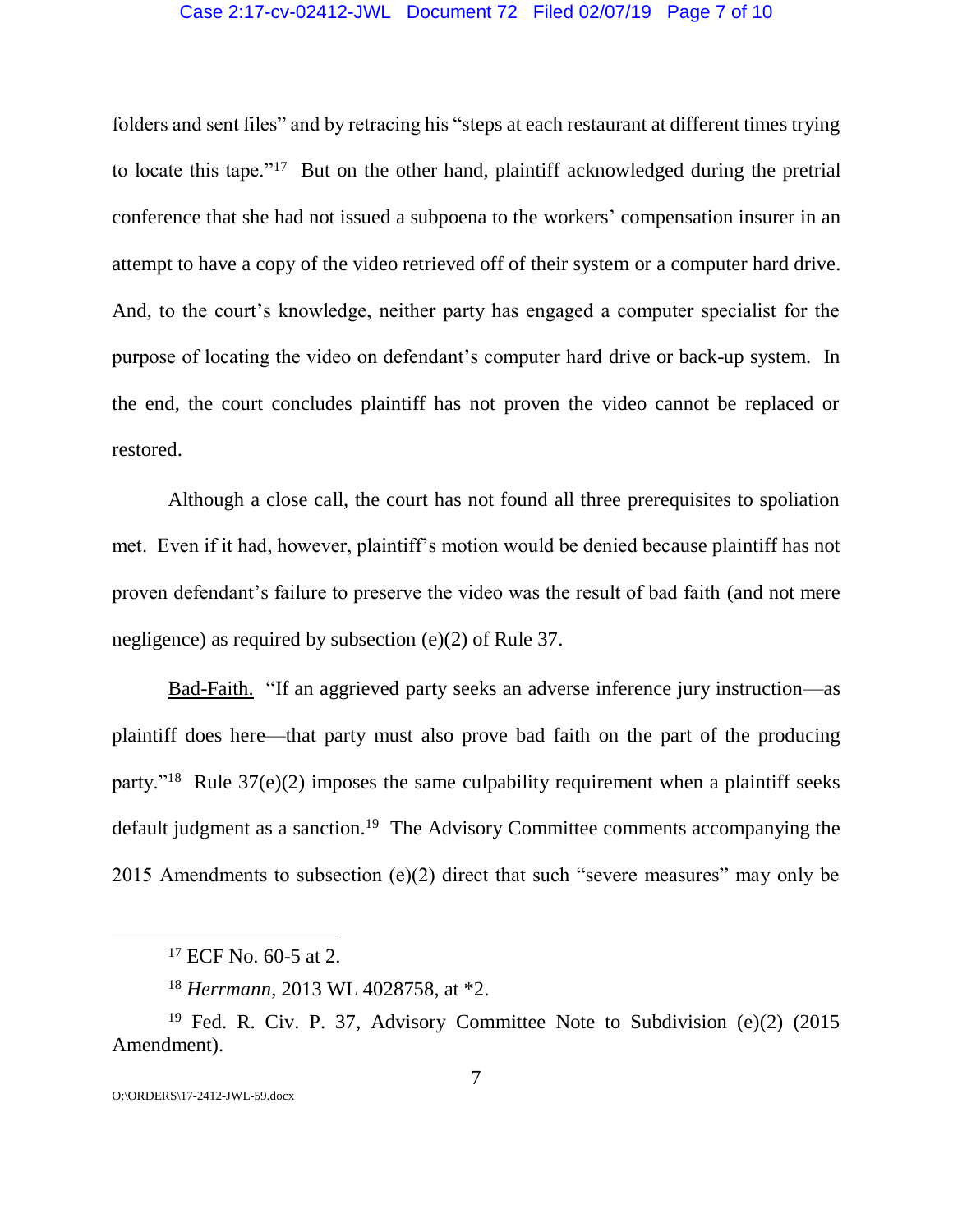folders and sent files" and by retracing his "steps at each restaurant at different times trying to locate this tape."[17] But on the other hand, plaintiff acknowledged during the pretrial conference that she had not issued a subpoena to the workers' compensation insurer in an attempt to have a copy of the video retrieved off of their system or a computer hard drive. And, to the court's knowledge, neither party has engaged a computer specialist for the purpose of locating the video on defendant's computer hard drive or back-up system. In the end, the court concludes plaintiff has not proven the video cannot be replaced or restored.

Although a close call, the court has not found all three prerequisites to spoliation met. Even if it had, however, plaintiff's motion would be denied because plaintiff has not proven defendant's failure to preserve the video was the result of bad faith (and not mere negligence) as required by subsection (e)(2) of Rule 37.

Bad-Faith. "If an aggrieved party seeks an adverse inference jury instruction—as plaintiff does here—that party must also prove bad faith on the part of the producing party."[18] Rule 37(e)(2) imposes the same culpability requirement when a plaintiff seeks default judgment as a sanction.[19] The Advisory Committee comments accompanying the 2015 Amendments to subsection (e)(2) direct that such "severe measures" may only be

---

[17] ECF No. 60-5 at 2.

[18] *Herrmann*, 2013 WL 4028758, at *2.

[19] Fed. R. Civ. P. 37, Advisory Committee Note to Subdivision (e)(2) (2015 Amendment).

O:\ORDERS\17-2412-JWL-59.docx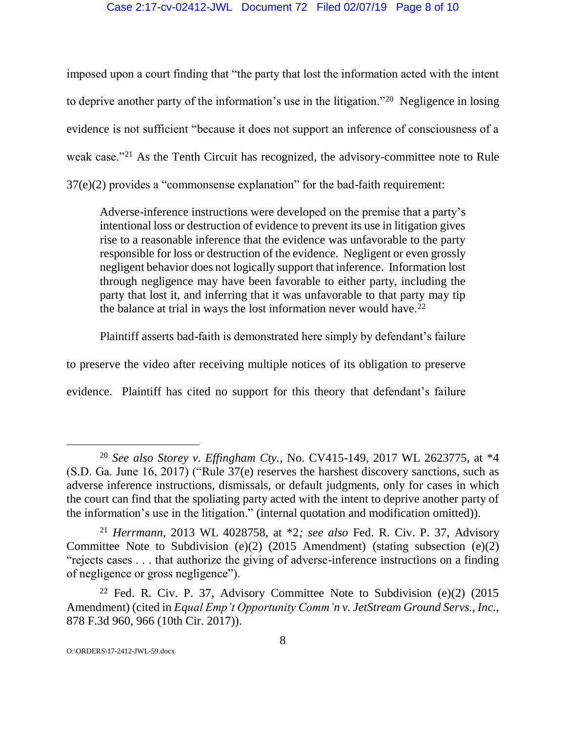imposed upon a court finding that "the party that lost the information acted with the intent to deprive another party of the information's use in the litigation."[20] Negligence in losing evidence is not sufficient "because it does not support an inference of consciousness of a weak case."[21] As the Tenth Circuit has recognized, the advisory-committee note to Rule 37(e)(2) provides a "commonsense explanation" for the bad-faith requirement:

> Adverse-inference instructions were developed on the premise that a party's intentional loss or destruction of evidence to prevent its use in litigation gives rise to a reasonable inference that the evidence was unfavorable to the party responsible for loss or destruction of the evidence. Negligent or even grossly negligent behavior does not logically support that inference. Information lost through negligence may have been favorable to either party, including the party that lost it, and inferring that it was unfavorable to that party may tip the balance at trial in ways the lost information never would have.[22]

Plaintiff asserts bad-faith is demonstrated here simply by defendant's failure to preserve the video after receiving multiple notices of its obligation to preserve evidence. Plaintiff has cited no support for this theory that defendant's failure

---

[20] *See also Storey v. Effingham Cty.*, No. CV415-149, 2017 WL 2623775, at *4 (S.D. Ga. June 16, 2017) ("Rule 37(e) reserves the harshest discovery sanctions, such as adverse inference instructions, dismissals, or default judgments, only for cases in which the court can find that the spoliating party acted with the intent to deprive another party of the information's use in the litigation." (internal quotation and modification omitted)).

[21] *Herrmann*, 2013 WL 4028758, at *2*; see also* Fed. R. Civ. P. 37, Advisory Committee Note to Subdivision (e)(2) (2015 Amendment) (stating subsection (e)(2) "rejects cases . . . that authorize the giving of adverse-inference instructions on a finding of negligence or gross negligence").

[22] Fed. R. Civ. P. 37, Advisory Committee Note to Subdivision (e)(2) (2015 Amendment) (cited in *Equal Emp't Opportunity Comm'n v. JetStream Ground Servs., Inc.*, 878 F.3d 960, 966 (10th Cir. 2017)).

O:\ORDERS\17-2412-JWL-59.docx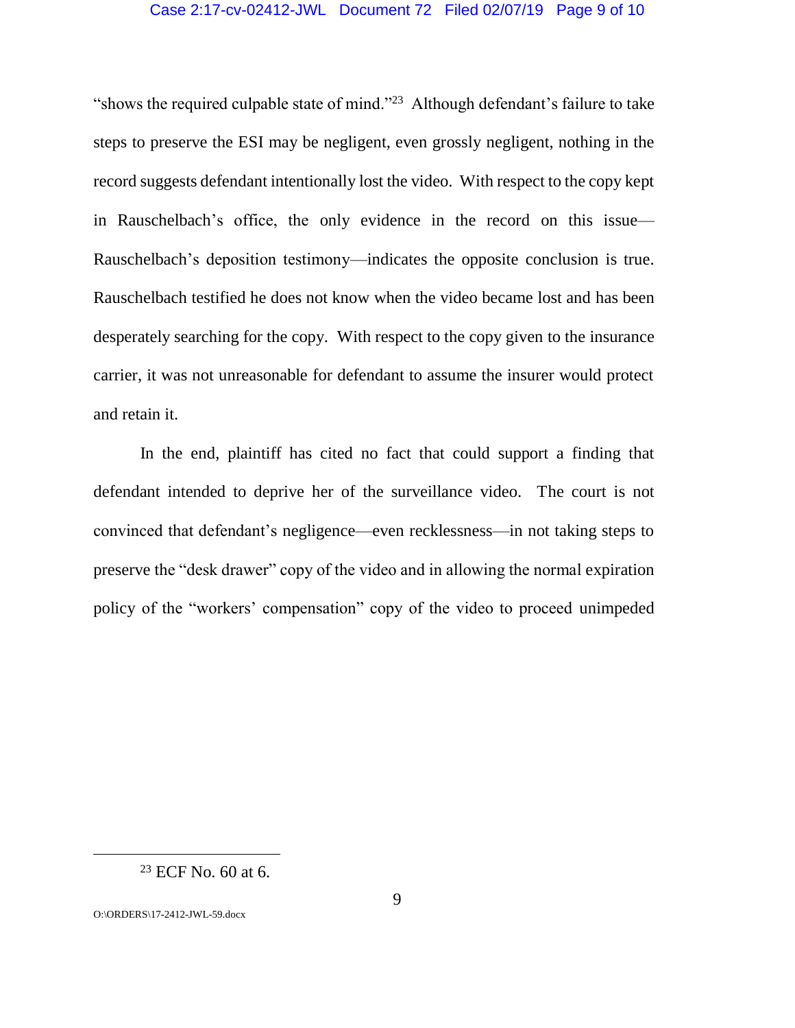"shows the required culpable state of mind."[23] Although defendant's failure to take steps to preserve the ESI may be negligent, even grossly negligent, nothing in the record suggests defendant intentionally lost the video. With respect to the copy kept in Rauschelbach's office, the only evidence in the record on this issue—Rauschelbach's deposition testimony—indicates the opposite conclusion is true. Rauschelbach testified he does not know when the video became lost and has been desperately searching for the copy. With respect to the copy given to the insurance carrier, it was not unreasonable for defendant to assume the insurer would protect and retain it.

In the end, plaintiff has cited no fact that could support a finding that defendant intended to deprive her of the surveillance video. The court is not convinced that defendant's negligence—even recklessness—in not taking steps to preserve the "desk drawer" copy of the video and in allowing the normal expiration policy of the "workers' compensation" copy of the video to proceed unimpeded

---

[23] ECF No. 60 at 6.

O:\ORDERS\17-2412-JWL-59.docx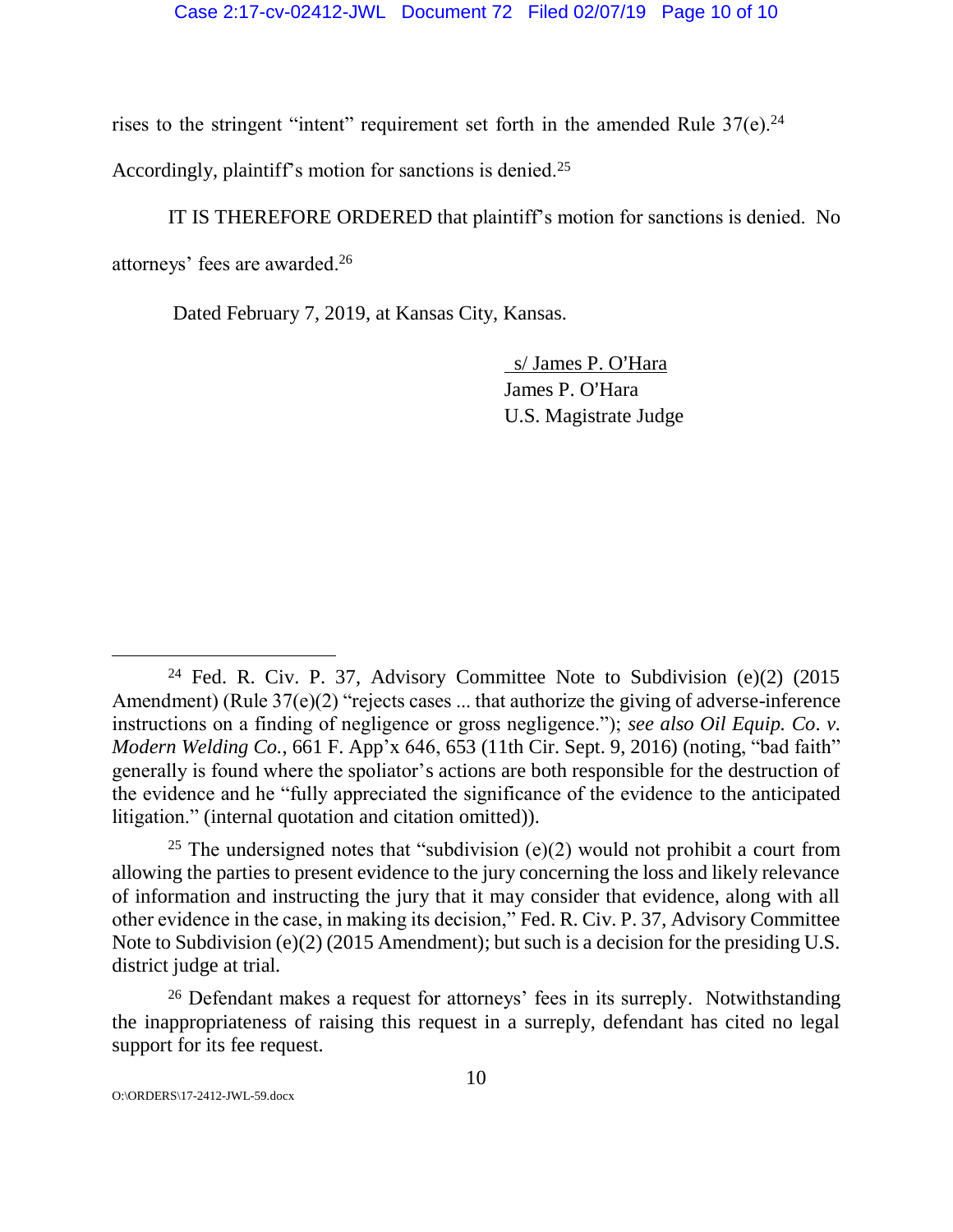rises to the stringent "intent" requirement set forth in the amended Rule 37(e).[24] Accordingly, plaintiff's motion for sanctions is denied.[25]

IT IS THEREFORE ORDERED that plaintiff's motion for sanctions is denied. No attorneys' fees are awarded.[26]

Dated February 7, 2019, at Kansas City, Kansas.

s/ James P. O'Hara
James P. O'Hara
U.S. Magistrate Judge

---

[24] Fed. R. Civ. P. 37, Advisory Committee Note to Subdivision (e)(2) (2015 Amendment) (Rule 37(e)(2) "rejects cases ... that authorize the giving of adverse-inference instructions on a finding of negligence or gross negligence."); *see also Oil Equip. Co. v. Modern Welding Co.*, 661 F. App'x 646, 653 (11th Cir. Sept. 9, 2016) (noting, "bad faith" generally is found where the spoliator's actions are both responsible for the destruction of the evidence and he "fully appreciated the significance of the evidence to the anticipated litigation." (internal quotation and citation omitted)).

[25] The undersigned notes that "subdivision (e)(2) would not prohibit a court from allowing the parties to present evidence to the jury concerning the loss and likely relevance of information and instructing the jury that it may consider that evidence, along with all other evidence in the case, in making its decision," Fed. R. Civ. P. 37, Advisory Committee Note to Subdivision (e)(2) (2015 Amendment); but such is a decision for the presiding U.S. district judge at trial.

[26] Defendant makes a request for attorneys' fees in its surreply. Notwithstanding the inappropriateness of raising this request in a surreply, defendant has cited no legal support for its fee request.

O:\ORDERS\17-2412-JWL-59.docx